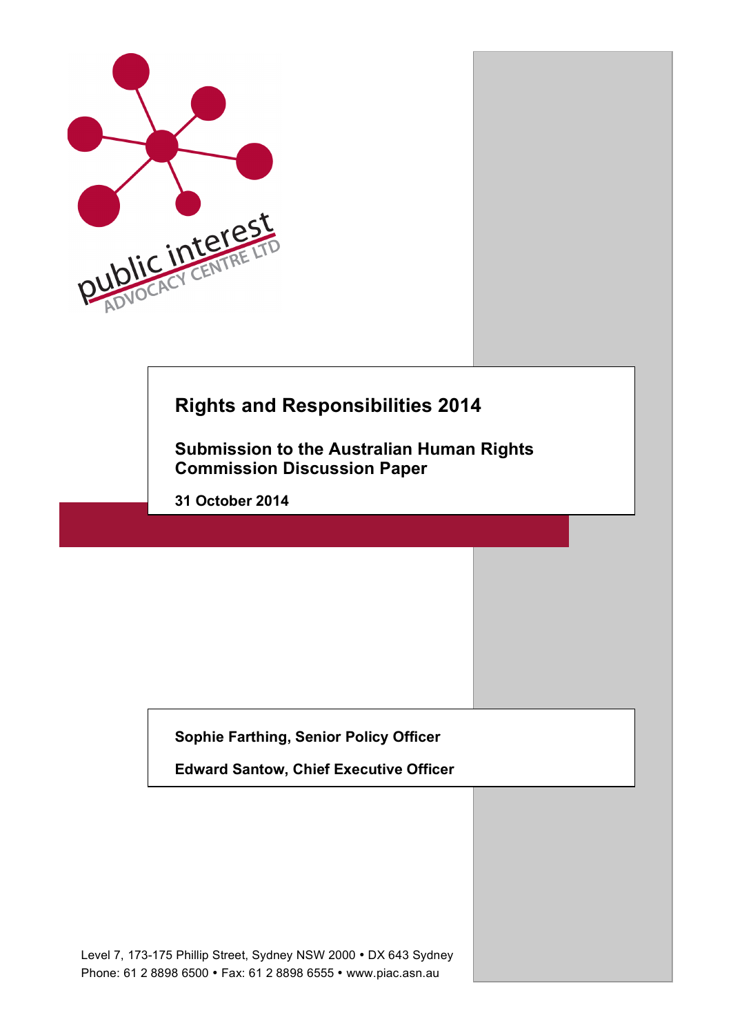public interest ADVOCACY CENTRE LTD

# Rights and Responsibilities 2014

## Submission to the Australian Human Rights Commission Discussion Paper

**31 October 2014**

**Sophie Farthing, Senior Policy Officer**

**Edward Santow, Chief Executive Officer**

Level 7, 173-175 Phillip Street, Sydney NSW 2000 • DX 643 Sydney
Phone: 61 2 8898 6500 • Fax: 61 2 8898 6555 • www.piac.asn.au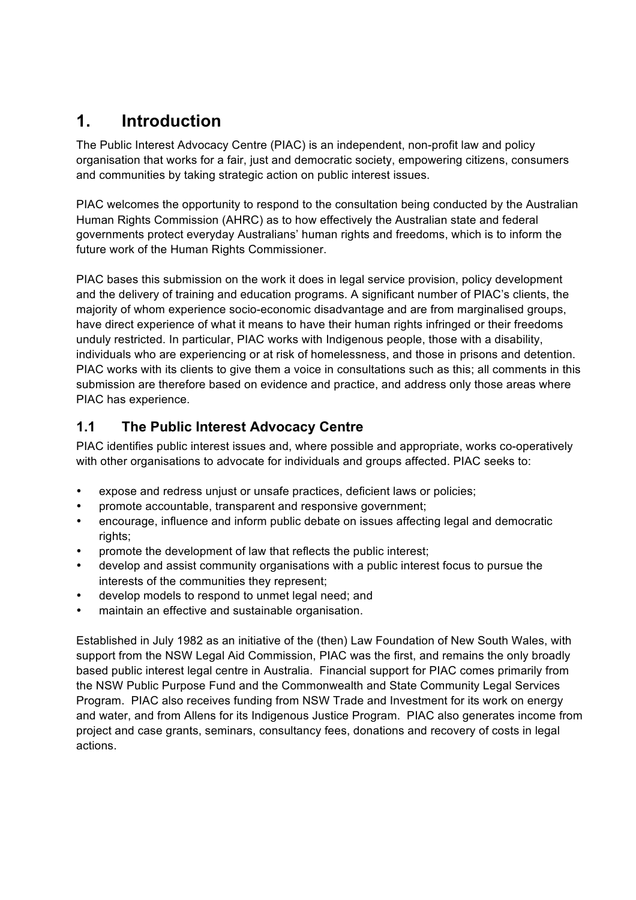# 1. Introduction

The Public Interest Advocacy Centre (PIAC) is an independent, non-profit law and policy organisation that works for a fair, just and democratic society, empowering citizens, consumers and communities by taking strategic action on public interest issues.

PIAC welcomes the opportunity to respond to the consultation being conducted by the Australian Human Rights Commission (AHRC) as to how effectively the Australian state and federal governments protect everyday Australians' human rights and freedoms, which is to inform the future work of the Human Rights Commissioner.

PIAC bases this submission on the work it does in legal service provision, policy development and the delivery of training and education programs. A significant number of PIAC's clients, the majority of whom experience socio-economic disadvantage and are from marginalised groups, have direct experience of what it means to have their human rights infringed or their freedoms unduly restricted. In particular, PIAC works with Indigenous people, those with a disability, individuals who are experiencing or at risk of homelessness, and those in prisons and detention. PIAC works with its clients to give them a voice in consultations such as this; all comments in this submission are therefore based on evidence and practice, and address only those areas where PIAC has experience.

## 1.1 The Public Interest Advocacy Centre

PIAC identifies public interest issues and, where possible and appropriate, works co-operatively with other organisations to advocate for individuals and groups affected. PIAC seeks to:

- expose and redress unjust or unsafe practices, deficient laws or policies;
- promote accountable, transparent and responsive government;
- encourage, influence and inform public debate on issues affecting legal and democratic rights;
- promote the development of law that reflects the public interest;
- develop and assist community organisations with a public interest focus to pursue the interests of the communities they represent;
- develop models to respond to unmet legal need; and
- maintain an effective and sustainable organisation.

Established in July 1982 as an initiative of the (then) Law Foundation of New South Wales, with support from the NSW Legal Aid Commission, PIAC was the first, and remains the only broadly based public interest legal centre in Australia. Financial support for PIAC comes primarily from the NSW Public Purpose Fund and the Commonwealth and State Community Legal Services Program. PIAC also receives funding from NSW Trade and Investment for its work on energy and water, and from Allens for its Indigenous Justice Program. PIAC also generates income from project and case grants, seminars, consultancy fees, donations and recovery of costs in legal actions.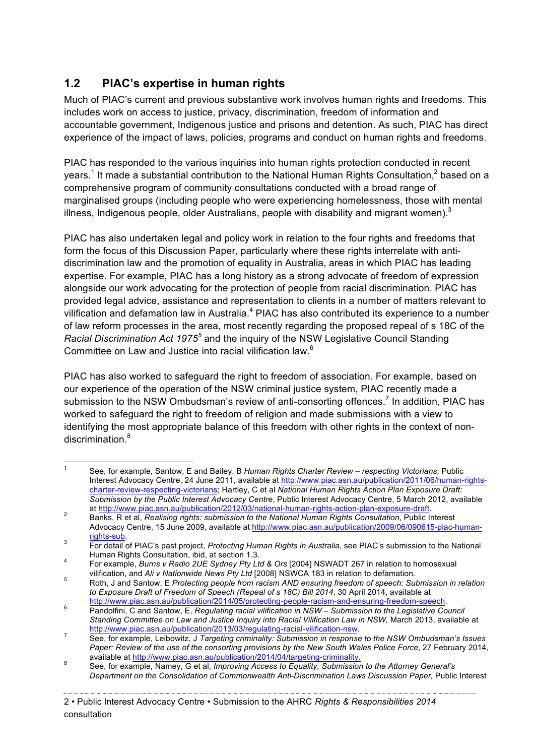## 1.2 PIAC's expertise in human rights

Much of PIAC's current and previous substantive work involves human rights and freedoms. This includes work on access to justice, privacy, discrimination, freedom of information and accountable government, Indigenous justice and prisons and detention. As such, PIAC has direct experience of the impact of laws, policies, programs and conduct on human rights and freedoms.

PIAC has responded to the various inquiries into human rights protection conducted in recent years.[1] It made a substantial contribution to the National Human Rights Consultation,[2] based on a comprehensive program of community consultations conducted with a broad range of marginalised groups (including people who were experiencing homelessness, those with mental illness, Indigenous people, older Australians, people with disability and migrant women).[3]

PIAC has also undertaken legal and policy work in relation to the four rights and freedoms that form the focus of this Discussion Paper, particularly where these rights interrelate with anti-discrimination law and the promotion of equality in Australia, areas in which PIAC has leading expertise. For example, PIAC has a long history as a strong advocate of freedom of expression alongside our work advocating for the protection of people from racial discrimination. PIAC has provided legal advice, assistance and representation to clients in a number of matters relevant to vilification and defamation law in Australia.[4] PIAC has also contributed its experience to a number of law reform processes in the area, most recently regarding the proposed repeal of s 18C of the *Racial Discrimination Act 1975*[5] and the inquiry of the NSW Legislative Council Standing Committee on Law and Justice into racial vilification law.[6]

PIAC has also worked to safeguard the right to freedom of association. For example, based on our experience of the operation of the NSW criminal justice system, PIAC recently made a submission to the NSW Ombudsman's review of anti-consorting offences.[7] In addition, PIAC has worked to safeguard the right to freedom of religion and made submissions with a view to identifying the most appropriate balance of this freedom with other rights in the context of non-discrimination.[8]

---

1. See, for example, Santow, E and Bailey, B *Human Rights Charter Review – respecting Victorians*, Public Interest Advocacy Centre, 24 June 2011, available at http://www.piac.asn.au/publication/2011/06/human-rights-charter-review-respecting-victorians; Hartley, C et al *National Human Rights Action Plan Exposure Draft: Submission by the Public Interest Advocacy Centre*, Public Interest Advocacy Centre, 5 March 2012, available at http://www.piac.asn.au/publication/2012/03/national-human-rights-action-plan-exposure-draft.
2. Banks, R et al, *Realising rights: submission to the National Human Rights Consultation*, Public Interest Advocacy Centre, 15 June 2009, available at http://www.piac.asn.au/publication/2009/06/090615-piac-human-rights-sub.
3. For detail of PIAC's past project, *Protecting Human Rights in Australia*, see PIAC's submission to the National Human Rights Consultation, ibid, at section 1.3.
4. For example, *Burns v Radio 2UE Sydney Pty Ltd & Ors* [2004] NSWADT 267 in relation to homosexual vilification, and *Ali v Nationwide News Pty Ltd* [2008] NSWCA 183 in relation to defamation.
5. Roth, J and Santow, E *Protecting people from racism AND ensuring freedom of speech: Submission in relation to Exposure Draft of Freedom of Speech (Repeal of s 18C) Bill 2014*, 30 April 2014, available at http://www.piac.asn.au/publication/2014/05/protecting-people-racism-and-ensuring-freedom-speech.
6. Pandolfini, C and Santow, E, *Regulating racial vilification in NSW – Submission to the Legislative Council Standing Committee on Law and Justice Inquiry into Racial Vilification Law in NSW,* March 2013, available at http://www.piac.asn.au/publication/2013/03/regulating-racial-vilification-nsw.
7. See, for example, Leibowitz, J *Targeting criminality: Submission in response to the NSW Ombudsman's Issues Paper: Review of the use of the consorting provisions by the New South Wales Police Force*, 27 February 2014, available at http://www.piac.asn.au/publication/2014/04/targeting-criminality.
8. See, for example, Namey, G et al, *Improving Access to Equality, Submission to the Attorney General's Department on the Consolidation of Commonwealth Anti-Discrimination Laws Discussion Paper,* Public Interest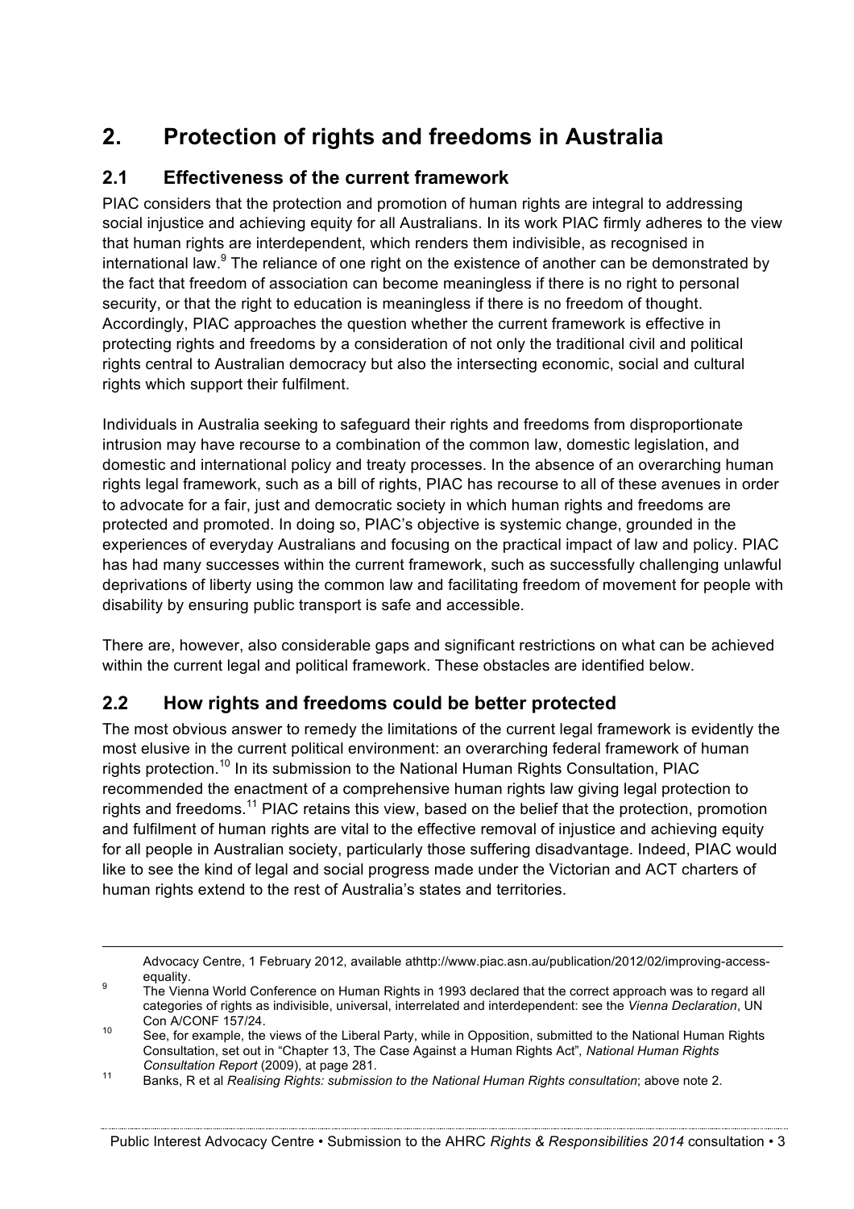# 2. Protection of rights and freedoms in Australia

## 2.1 Effectiveness of the current framework

PIAC considers that the protection and promotion of human rights are integral to addressing social injustice and achieving equity for all Australians. In its work PIAC firmly adheres to the view that human rights are interdependent, which renders them indivisible, as recognised in international law.[9] The reliance of one right on the existence of another can be demonstrated by the fact that freedom of association can become meaningless if there is no right to personal security, or that the right to education is meaningless if there is no freedom of thought. Accordingly, PIAC approaches the question whether the current framework is effective in protecting rights and freedoms by a consideration of not only the traditional civil and political rights central to Australian democracy but also the intersecting economic, social and cultural rights which support their fulfilment.

Individuals in Australia seeking to safeguard their rights and freedoms from disproportionate intrusion may have recourse to a combination of the common law, domestic legislation, and domestic and international policy and treaty processes. In the absence of an overarching human rights legal framework, such as a bill of rights, PIAC has recourse to all of these avenues in order to advocate for a fair, just and democratic society in which human rights and freedoms are protected and promoted. In doing so, PIAC's objective is systemic change, grounded in the experiences of everyday Australians and focusing on the practical impact of law and policy. PIAC has had many successes within the current framework, such as successfully challenging unlawful deprivations of liberty using the common law and facilitating freedom of movement for people with disability by ensuring public transport is safe and accessible.

There are, however, also considerable gaps and significant restrictions on what can be achieved within the current legal and political framework. These obstacles are identified below.

## 2.2 How rights and freedoms could be better protected

The most obvious answer to remedy the limitations of the current legal framework is evidently the most elusive in the current political environment: an overarching federal framework of human rights protection.[10] In its submission to the National Human Rights Consultation, PIAC recommended the enactment of a comprehensive human rights law giving legal protection to rights and freedoms.[11] PIAC retains this view, based on the belief that the protection, promotion and fulfilment of human rights are vital to the effective removal of injustice and achieving equity for all people in Australian society, particularly those suffering disadvantage. Indeed, PIAC would like to see the kind of legal and social progress made under the Victorian and ACT charters of human rights extend to the rest of Australia's states and territories.

---

Advocacy Centre, 1 February 2012, available athttp://www.piac.asn.au/publication/2012/02/improving-access-equality.

[9] The Vienna World Conference on Human Rights in 1993 declared that the correct approach was to regard all categories of rights as indivisible, universal, interrelated and interdependent: see the *Vienna Declaration*, UN Con A/CONF 157/24.

[10] See, for example, the views of the Liberal Party, while in Opposition, submitted to the National Human Rights Consultation, set out in "Chapter 13, The Case Against a Human Rights Act", *National Human Rights Consultation Report* (2009), at page 281.

[11] Banks, R et al *Realising Rights: submission to the National Human Rights consultation*; above note 2.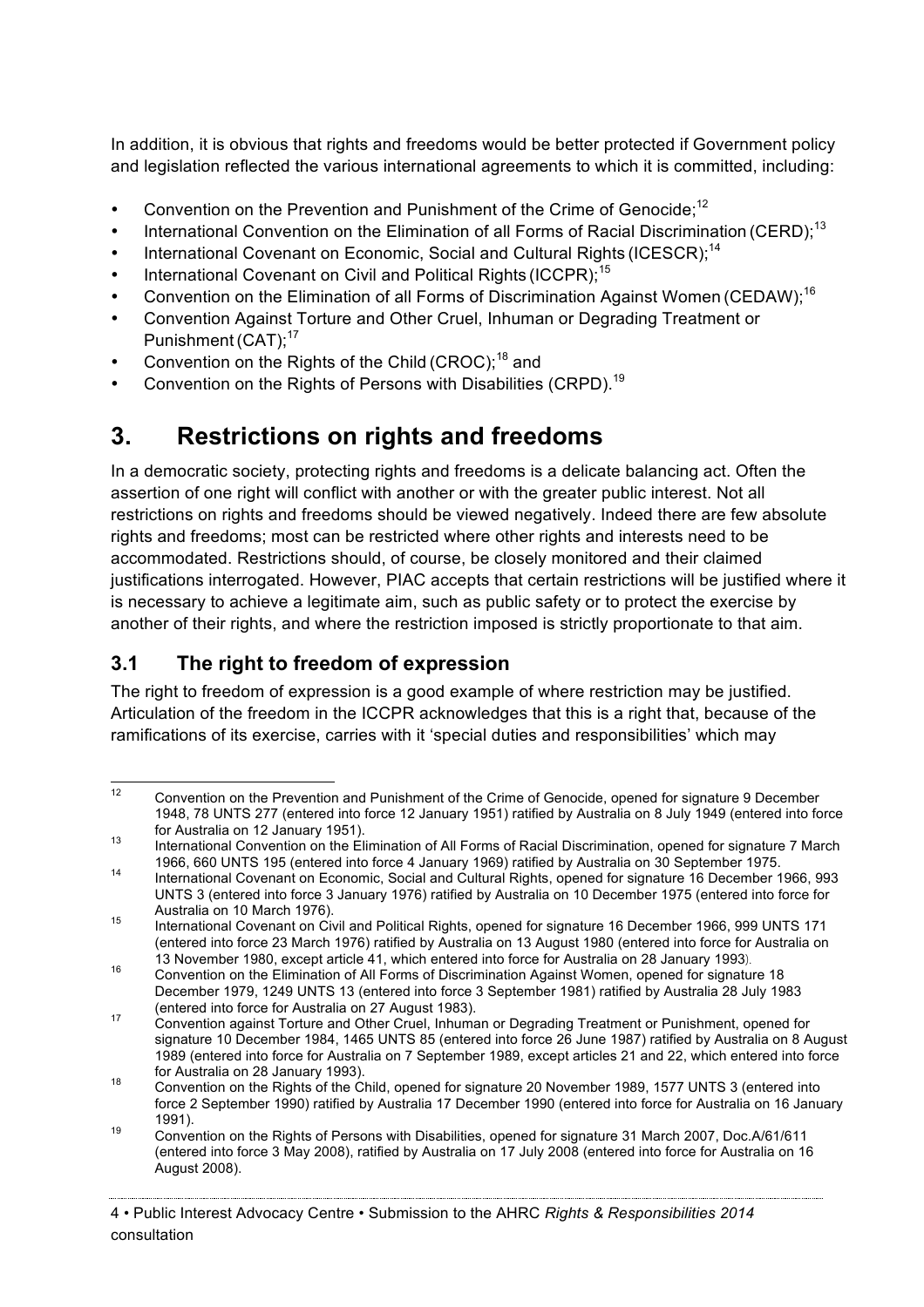In addition, it is obvious that rights and freedoms would be better protected if Government policy and legislation reflected the various international agreements to which it is committed, including:

- Convention on the Prevention and Punishment of the Crime of Genocide;[12]
- International Convention on the Elimination of all Forms of Racial Discrimination (CERD);[13]
- International Covenant on Economic, Social and Cultural Rights (ICESCR);[14]
- International Covenant on Civil and Political Rights (ICCPR);[15]
- Convention on the Elimination of all Forms of Discrimination Against Women (CEDAW);[16]
- Convention Against Torture and Other Cruel, Inhuman or Degrading Treatment or Punishment (CAT);[17]
- Convention on the Rights of the Child (CROC);[18] and
- Convention on the Rights of Persons with Disabilities (CRPD).[19]

# 3. Restrictions on rights and freedoms

In a democratic society, protecting rights and freedoms is a delicate balancing act. Often the assertion of one right will conflict with another or with the greater public interest. Not all restrictions on rights and freedoms should be viewed negatively. Indeed there are few absolute rights and freedoms; most can be restricted where other rights and interests need to be accommodated. Restrictions should, of course, be closely monitored and their claimed justifications interrogated. However, PIAC accepts that certain restrictions will be justified where it is necessary to achieve a legitimate aim, such as public safety or to protect the exercise by another of their rights, and where the restriction imposed is strictly proportionate to that aim.

## 3.1 The right to freedom of expression

The right to freedom of expression is a good example of where restriction may be justified. Articulation of the freedom in the ICCPR acknowledges that this is a right that, because of the ramifications of its exercise, carries with it 'special duties and responsibilities' which may

---

[12] Convention on the Prevention and Punishment of the Crime of Genocide, opened for signature 9 December 1948, 78 UNTS 277 (entered into force 12 January 1951) ratified by Australia on 8 July 1949 (entered into force for Australia on 12 January 1951).

[13] International Convention on the Elimination of All Forms of Racial Discrimination, opened for signature 7 March 1966, 660 UNTS 195 (entered into force 4 January 1969) ratified by Australia on 30 September 1975.

[14] International Covenant on Economic, Social and Cultural Rights, opened for signature 16 December 1966, 993 UNTS 3 (entered into force 3 January 1976) ratified by Australia on 10 December 1975 (entered into force for Australia on 10 March 1976).

[15] International Covenant on Civil and Political Rights, opened for signature 16 December 1966, 999 UNTS 171 (entered into force 23 March 1976) ratified by Australia on 13 August 1980 (entered into force for Australia on 13 November 1980, except article 41, which entered into force for Australia on 28 January 1993).

[16] Convention on the Elimination of All Forms of Discrimination Against Women, opened for signature 18 December 1979, 1249 UNTS 13 (entered into force 3 September 1981) ratified by Australia 28 July 1983 (entered into force for Australia on 27 August 1983).

[17] Convention against Torture and Other Cruel, Inhuman or Degrading Treatment or Punishment, opened for signature 10 December 1984, 1465 UNTS 85 (entered into force 26 June 1987) ratified by Australia on 8 August 1989 (entered into force for Australia on 7 September 1989, except articles 21 and 22, which entered into force for Australia on 28 January 1993).

[18] Convention on the Rights of the Child, opened for signature 20 November 1989, 1577 UNTS 3 (entered into force 2 September 1990) ratified by Australia 17 December 1990 (entered into force for Australia on 16 January 1991).

[19] Convention on the Rights of Persons with Disabilities, opened for signature 31 March 2007, Doc.A/61/611 (entered into force 3 May 2008), ratified by Australia on 17 July 2008 (entered into force for Australia on 16 August 2008).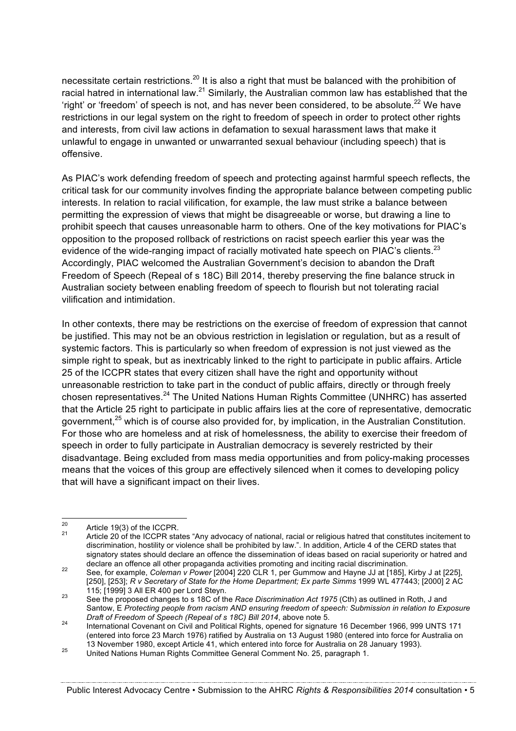necessitate certain restrictions.[20] It is also a right that must be balanced with the prohibition of racial hatred in international law.[21] Similarly, the Australian common law has established that the 'right' or 'freedom' of speech is not, and has never been considered, to be absolute.[22] We have restrictions in our legal system on the right to freedom of speech in order to protect other rights and interests, from civil law actions in defamation to sexual harassment laws that make it unlawful to engage in unwanted or unwarranted sexual behaviour (including speech) that is offensive.

As PIAC's work defending freedom of speech and protecting against harmful speech reflects, the critical task for our community involves finding the appropriate balance between competing public interests. In relation to racial vilification, for example, the law must strike a balance between permitting the expression of views that might be disagreeable or worse, but drawing a line to prohibit speech that causes unreasonable harm to others. One of the key motivations for PIAC's opposition to the proposed rollback of restrictions on racist speech earlier this year was the evidence of the wide-ranging impact of racially motivated hate speech on PIAC's clients.[23] Accordingly, PIAC welcomed the Australian Government's decision to abandon the Draft Freedom of Speech (Repeal of s 18C) Bill 2014, thereby preserving the fine balance struck in Australian society between enabling freedom of speech to flourish but not tolerating racial vilification and intimidation.

In other contexts, there may be restrictions on the exercise of freedom of expression that cannot be justified. This may not be an obvious restriction in legislation or regulation, but as a result of systemic factors. This is particularly so when freedom of expression is not just viewed as the simple right to speak, but as inextricably linked to the right to participate in public affairs. Article 25 of the ICCPR states that every citizen shall have the right and opportunity without unreasonable restriction to take part in the conduct of public affairs, directly or through freely chosen representatives.[24] The United Nations Human Rights Committee (UNHRC) has asserted that the Article 25 right to participate in public affairs lies at the core of representative, democratic government,[25] which is of course also provided for, by implication, in the Australian Constitution. For those who are homeless and at risk of homelessness, the ability to exercise their freedom of speech in order to fully participate in Australian democracy is severely restricted by their disadvantage. Being excluded from mass media opportunities and from policy-making processes means that the voices of this group are effectively silenced when it comes to developing policy that will have a significant impact on their lives.

---

[20] Article 19(3) of the ICCPR.

[21] Article 20 of the ICCPR states "Any advocacy of national, racial or religious hatred that constitutes incitement to discrimination, hostility or violence shall be prohibited by law.". In addition, Article 4 of the CERD states that signatory states should declare an offence the dissemination of ideas based on racial superiority or hatred and declare an offence all other propaganda activities promoting and inciting racial discrimination.

[22] See, for example, *Coleman v Power* [2004] 220 CLR 1, per Gummow and Hayne JJ at [185], Kirby J at [225], [250], [253]; *R v Secretary of State for the Home Department; Ex parte Simms* 1999 WL 477443; [2000] 2 AC 115; [1999] 3 All ER 400 per Lord Steyn.

[23] See the proposed changes to s 18C of the *Race Discrimination Act 1975* (Cth) as outlined in Roth, J and Santow, E *Protecting people from racism AND ensuring freedom of speech: Submission in relation to Exposure Draft of Freedom of Speech (Repeal of s 18C) Bill 2014*, above note 5.

[24] International Covenant on Civil and Political Rights, opened for signature 16 December 1966, 999 UNTS 171 (entered into force 23 March 1976) ratified by Australia on 13 August 1980 (entered into force for Australia on 13 November 1980, except Article 41, which entered into force for Australia on 28 January 1993).

[25] United Nations Human Rights Committee General Comment No. 25, paragraph 1.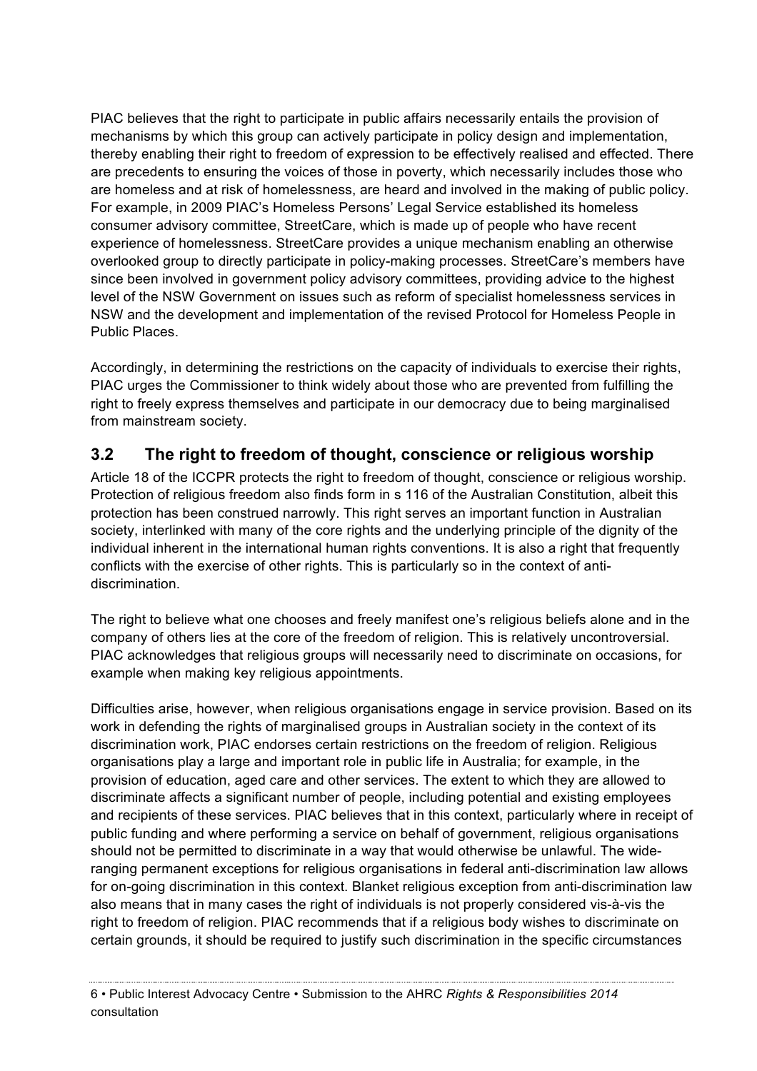PIAC believes that the right to participate in public affairs necessarily entails the provision of mechanisms by which this group can actively participate in policy design and implementation, thereby enabling their right to freedom of expression to be effectively realised and effected. There are precedents to ensuring the voices of those in poverty, which necessarily includes those who are homeless and at risk of homelessness, are heard and involved in the making of public policy. For example, in 2009 PIAC's Homeless Persons' Legal Service established its homeless consumer advisory committee, StreetCare, which is made up of people who have recent experience of homelessness. StreetCare provides a unique mechanism enabling an otherwise overlooked group to directly participate in policy-making processes. StreetCare's members have since been involved in government policy advisory committees, providing advice to the highest level of the NSW Government on issues such as reform of specialist homelessness services in NSW and the development and implementation of the revised Protocol for Homeless People in Public Places.

Accordingly, in determining the restrictions on the capacity of individuals to exercise their rights, PIAC urges the Commissioner to think widely about those who are prevented from fulfilling the right to freely express themselves and participate in our democracy due to being marginalised from mainstream society.

## 3.2 The right to freedom of thought, conscience or religious worship

Article 18 of the ICCPR protects the right to freedom of thought, conscience or religious worship. Protection of religious freedom also finds form in s 116 of the Australian Constitution, albeit this protection has been construed narrowly. This right serves an important function in Australian society, interlinked with many of the core rights and the underlying principle of the dignity of the individual inherent in the international human rights conventions. It is also a right that frequently conflicts with the exercise of other rights. This is particularly so in the context of anti-discrimination.

The right to believe what one chooses and freely manifest one's religious beliefs alone and in the company of others lies at the core of the freedom of religion. This is relatively uncontroversial. PIAC acknowledges that religious groups will necessarily need to discriminate on occasions, for example when making key religious appointments.

Difficulties arise, however, when religious organisations engage in service provision. Based on its work in defending the rights of marginalised groups in Australian society in the context of its discrimination work, PIAC endorses certain restrictions on the freedom of religion. Religious organisations play a large and important role in public life in Australia; for example, in the provision of education, aged care and other services. The extent to which they are allowed to discriminate affects a significant number of people, including potential and existing employees and recipients of these services. PIAC believes that in this context, particularly where in receipt of public funding and where performing a service on behalf of government, religious organisations should not be permitted to discriminate in a way that would otherwise be unlawful. The wide-ranging permanent exceptions for religious organisations in federal anti-discrimination law allows for on-going discrimination in this context. Blanket religious exception from anti-discrimination law also means that in many cases the right of individuals is not properly considered vis-à-vis the right to freedom of religion. PIAC recommends that if a religious body wishes to discriminate on certain grounds, it should be required to justify such discrimination in the specific circumstances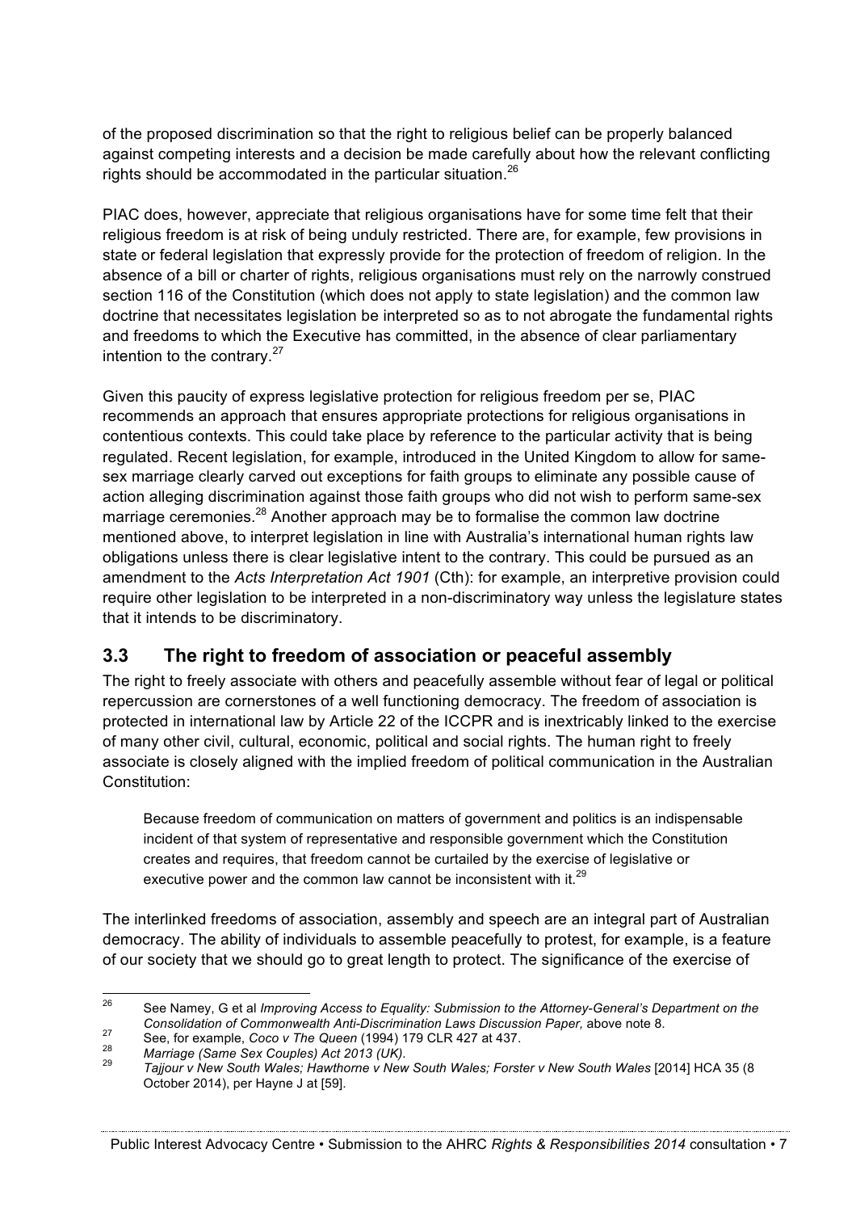of the proposed discrimination so that the right to religious belief can be properly balanced against competing interests and a decision be made carefully about how the relevant conflicting rights should be accommodated in the particular situation.[26]

PIAC does, however, appreciate that religious organisations have for some time felt that their religious freedom is at risk of being unduly restricted. There are, for example, few provisions in state or federal legislation that expressly provide for the protection of freedom of religion. In the absence of a bill or charter of rights, religious organisations must rely on the narrowly construed section 116 of the Constitution (which does not apply to state legislation) and the common law doctrine that necessitates legislation be interpreted so as to not abrogate the fundamental rights and freedoms to which the Executive has committed, in the absence of clear parliamentary intention to the contrary.[27]

Given this paucity of express legislative protection for religious freedom per se, PIAC recommends an approach that ensures appropriate protections for religious organisations in contentious contexts. This could take place by reference to the particular activity that is being regulated. Recent legislation, for example, introduced in the United Kingdom to allow for same-sex marriage clearly carved out exceptions for faith groups to eliminate any possible cause of action alleging discrimination against those faith groups who did not wish to perform same-sex marriage ceremonies.[28] Another approach may be to formalise the common law doctrine mentioned above, to interpret legislation in line with Australia's international human rights law obligations unless there is clear legislative intent to the contrary. This could be pursued as an amendment to the *Acts Interpretation Act 1901* (Cth): for example, an interpretive provision could require other legislation to be interpreted in a non-discriminatory way unless the legislature states that it intends to be discriminatory.

## 3.3 The right to freedom of association or peaceful assembly

The right to freely associate with others and peacefully assemble without fear of legal or political repercussion are cornerstones of a well functioning democracy. The freedom of association is protected in international law by Article 22 of the ICCPR and is inextricably linked to the exercise of many other civil, cultural, economic, political and social rights. The human right to freely associate is closely aligned with the implied freedom of political communication in the Australian Constitution:

> Because freedom of communication on matters of government and politics is an indispensable incident of that system of representative and responsible government which the Constitution creates and requires, that freedom cannot be curtailed by the exercise of legislative or executive power and the common law cannot be inconsistent with it.[29]

The interlinked freedoms of association, assembly and speech are an integral part of Australian democracy. The ability of individuals to assemble peacefully to protest, for example, is a feature of our society that we should go to great length to protect. The significance of the exercise of

---

[26] See Namey, G et al *Improving Access to Equality: Submission to the Attorney-General's Department on the Consolidation of Commonwealth Anti-Discrimination Laws Discussion Paper,* above note 8.

[27] See, for example, *Coco v The Queen* (1994) 179 CLR 427 at 437.

[28] *Marriage (Same Sex Couples) Act 2013 (UK).*

[29] *Tajjour v New South Wales; Hawthorne v New South Wales; Forster v New South Wales* [2014] HCA 35 (8 October 2014), per Hayne J at [59].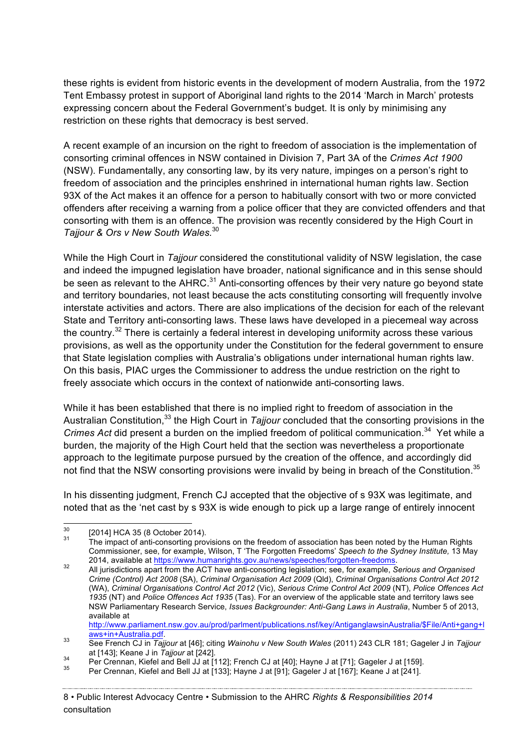these rights is evident from historic events in the development of modern Australia, from the 1972 Tent Embassy protest in support of Aboriginal land rights to the 2014 'March in March' protests expressing concern about the Federal Government's budget. It is only by minimising any restriction on these rights that democracy is best served.

A recent example of an incursion on the right to freedom of association is the implementation of consorting criminal offences in NSW contained in Division 7, Part 3A of the *Crimes Act 1900* (NSW). Fundamentally, any consorting law, by its very nature, impinges on a person's right to freedom of association and the principles enshrined in international human rights law. Section 93X of the Act makes it an offence for a person to habitually consort with two or more convicted offenders after receiving a warning from a police officer that they are convicted offenders and that consorting with them is an offence. The provision was recently considered by the High Court in *Tajjour & Ors v New South Wales.*[30]

While the High Court in *Tajjour* considered the constitutional validity of NSW legislation, the case and indeed the impugned legislation have broader, national significance and in this sense should be seen as relevant to the AHRC.[31] Anti-consorting offences by their very nature go beyond state and territory boundaries, not least because the acts constituting consorting will frequently involve interstate activities and actors. There are also implications of the decision for each of the relevant State and Territory anti-consorting laws. These laws have developed in a piecemeal way across the country.[32] There is certainly a federal interest in developing uniformity across these various provisions, as well as the opportunity under the Constitution for the federal government to ensure that State legislation complies with Australia's obligations under international human rights law. On this basis, PIAC urges the Commissioner to address the undue restriction on the right to freely associate which occurs in the context of nationwide anti-consorting laws.

While it has been established that there is no implied right to freedom of association in the Australian Constitution,[33] the High Court in *Tajjour* concluded that the consorting provisions in the *Crimes Act* did present a burden on the implied freedom of political communication.[34] Yet while a burden, the majority of the High Court held that the section was nevertheless a proportionate approach to the legitimate purpose pursued by the creation of the offence, and accordingly did not find that the NSW consorting provisions were invalid by being in breach of the Constitution.[35]

In his dissenting judgment, French CJ accepted that the objective of s 93X was legitimate, and noted that as the 'net cast by s 93X is wide enough to pick up a large range of entirely innocent

---

[30] [2014] HCA 35 (8 October 2014).

[31] The impact of anti-consorting provisions on the freedom of association has been noted by the Human Rights Commissioner, see, for example, Wilson, T 'The Forgotten Freedoms' *Speech to the Sydney Institute,* 13 May 2014, available at https://www.humanrights.gov.au/news/speeches/forgotten-freedoms.

[32] All jurisdictions apart from the ACT have anti-consorting legislation; see, for example, *Serious and Organised Crime (Control) Act 2008* (SA), *Criminal Organisation Act 2009* (Qld), *Criminal Organisations Control Act 2012* (WA), *Criminal Organisations Control Act 2012* (Vic), *Serious Crime Control Act 2009* (NT), *Police Offences Act 1935* (NT) and *Police Offences Act 1935* (Tas). For an overview of the applicable state and territory laws see NSW Parliamentary Research Service, *Issues Backgrounder: Anti-Gang Laws in Australia*, Number 5 of 2013, available at http://www.parliament.nsw.gov.au/prod/parlment/publications.nsf/key/AntiganglawsinAustralia/$File/Anti+gang+laws+in+Australia.pdf.

[33] See French CJ in *Tajjour* at [46]; citing *Wainohu v New South Wales* (2011) 243 CLR 181; Gageler J in *Tajjour* at [143]; Keane J in *Tajjour* at [242].

[34] Per Crennan, Kiefel and Bell JJ at [112]; French CJ at [40]; Hayne J at [71]; Gageler J at [159].

[35] Per Crennan, Kiefel and Bell JJ at [133]; Hayne J at [91]; Gageler J at [167]; Keane J at [241].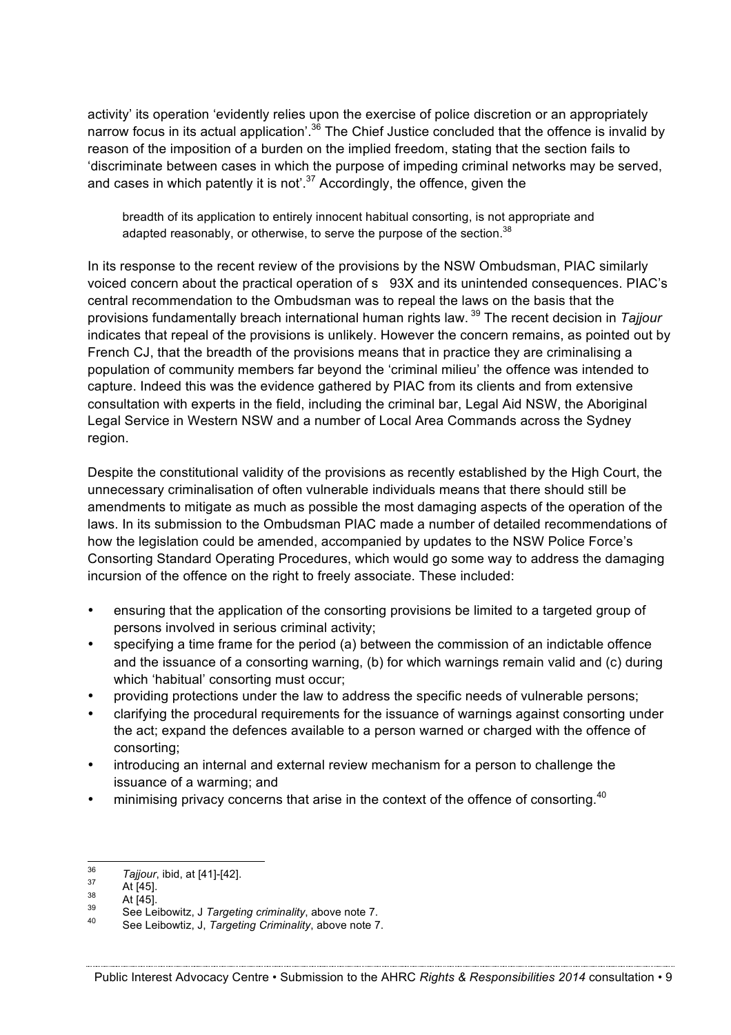activity' its operation 'evidently relies upon the exercise of police discretion or an appropriately narrow focus in its actual application'.[36] The Chief Justice concluded that the offence is invalid by reason of the imposition of a burden on the implied freedom, stating that the section fails to 'discriminate between cases in which the purpose of impeding criminal networks may be served, and cases in which patently it is not'.[37] Accordingly, the offence, given the

> breadth of its application to entirely innocent habitual consorting, is not appropriate and adapted reasonably, or otherwise, to serve the purpose of the section.[38]

In its response to the recent review of the provisions by the NSW Ombudsman, PIAC similarly voiced concern about the practical operation of s 93X and its unintended consequences. PIAC's central recommendation to the Ombudsman was to repeal the laws on the basis that the provisions fundamentally breach international human rights law.[39] The recent decision in *Tajjour* indicates that repeal of the provisions is unlikely. However the concern remains, as pointed out by French CJ, that the breadth of the provisions means that in practice they are criminalising a population of community members far beyond the 'criminal milieu' the offence was intended to capture. Indeed this was the evidence gathered by PIAC from its clients and from extensive consultation with experts in the field, including the criminal bar, Legal Aid NSW, the Aboriginal Legal Service in Western NSW and a number of Local Area Commands across the Sydney region.

Despite the constitutional validity of the provisions as recently established by the High Court, the unnecessary criminalisation of often vulnerable individuals means that there should still be amendments to mitigate as much as possible the most damaging aspects of the operation of the laws. In its submission to the Ombudsman PIAC made a number of detailed recommendations of how the legislation could be amended, accompanied by updates to the NSW Police Force's Consorting Standard Operating Procedures, which would go some way to address the damaging incursion of the offence on the right to freely associate. These included:

- ensuring that the application of the consorting provisions be limited to a targeted group of persons involved in serious criminal activity;
- specifying a time frame for the period (a) between the commission of an indictable offence and the issuance of a consorting warning, (b) for which warnings remain valid and (c) during which 'habitual' consorting must occur;
- providing protections under the law to address the specific needs of vulnerable persons;
- clarifying the procedural requirements for the issuance of warnings against consorting under the act; expand the defences available to a person warned or charged with the offence of consorting;
- introducing an internal and external review mechanism for a person to challenge the issuance of a warming; and
- minimising privacy concerns that arise in the context of the offence of consorting.[40]

---

[36] *Tajjour*, ibid, at [41]-[42].

[37] At [45].

[38] At [45].

[39] See Leibowitz, J *Targeting criminality*, above note 7.

[40] See Leibowtiz, J, *Targeting Criminality*, above note 7.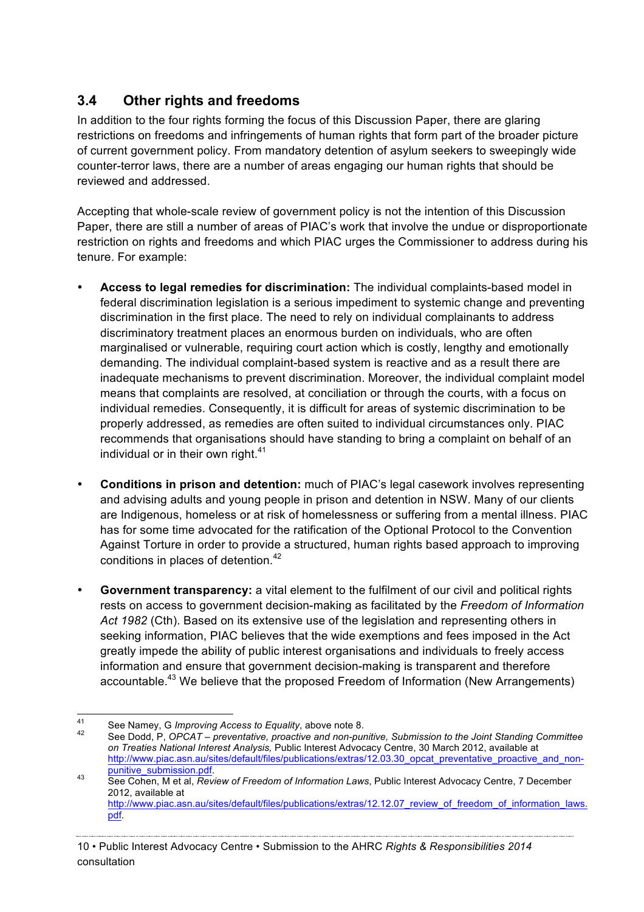## 3.4 Other rights and freedoms

In addition to the four rights forming the focus of this Discussion Paper, there are glaring restrictions on freedoms and infringements of human rights that form part of the broader picture of current government policy. From mandatory detention of asylum seekers to sweepingly wide counter-terror laws, there are a number of areas engaging our human rights that should be reviewed and addressed.

Accepting that whole-scale review of government policy is not the intention of this Discussion Paper, there are still a number of areas of PIAC's work that involve the undue or disproportionate restriction on rights and freedoms and which PIAC urges the Commissioner to address during his tenure. For example:

- **Access to legal remedies for discrimination:** The individual complaints-based model in federal discrimination legislation is a serious impediment to systemic change and preventing discrimination in the first place. The need to rely on individual complainants to address discriminatory treatment places an enormous burden on individuals, who are often marginalised or vulnerable, requiring court action which is costly, lengthy and emotionally demanding. The individual complaint-based system is reactive and as a result there are inadequate mechanisms to prevent discrimination. Moreover, the individual complaint model means that complaints are resolved, at conciliation or through the courts, with a focus on individual remedies. Consequently, it is difficult for areas of systemic discrimination to be properly addressed, as remedies are often suited to individual circumstances only. PIAC recommends that organisations should have standing to bring a complaint on behalf of an individual or in their own right.[41]

- **Conditions in prison and detention:** much of PIAC's legal casework involves representing and advising adults and young people in prison and detention in NSW. Many of our clients are Indigenous, homeless or at risk of homelessness or suffering from a mental illness. PIAC has for some time advocated for the ratification of the Optional Protocol to the Convention Against Torture in order to provide a structured, human rights based approach to improving conditions in places of detention.[42]

- **Government transparency:** a vital element to the fulfilment of our civil and political rights rests on access to government decision-making as facilitated by the *Freedom of Information Act 1982* (Cth). Based on its extensive use of the legislation and representing others in seeking information, PIAC believes that the wide exemptions and fees imposed in the Act greatly impede the ability of public interest organisations and individuals to freely access information and ensure that government decision-making is transparent and therefore accountable.[43] We believe that the proposed Freedom of Information (New Arrangements)

---

[41] See Namey, G *Improving Access to Equality*, above note 8.

[42] See Dodd, P, *OPCAT – preventative, proactive and non-punitive, Submission to the Joint Standing Committee on Treaties National Interest Analysis,* Public Interest Advocacy Centre, 30 March 2012, available at http://www.piac.asn.au/sites/default/files/publications/extras/12.03.30_opcat_preventative_proactive_and_non-punitive_submission.pdf.

[43] See Cohen, M et al, *Review of Freedom of Information Laws*, Public Interest Advocacy Centre, 7 December 2012, available at http://www.piac.asn.au/sites/default/files/publications/extras/12.12.07_review_of_freedom_of_information_laws.pdf.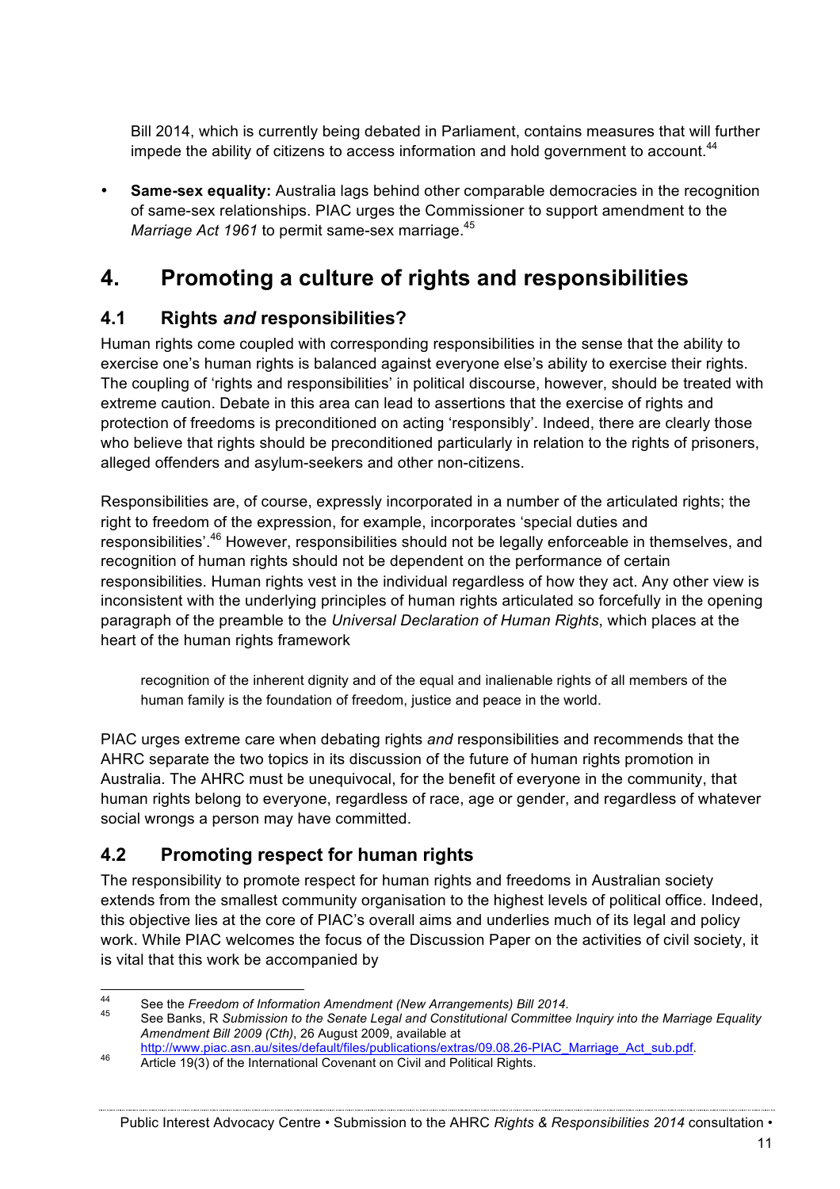Bill 2014, which is currently being debated in Parliament, contains measures that will further impede the ability of citizens to access information and hold government to account.[44]

- **Same-sex equality:** Australia lags behind other comparable democracies in the recognition of same-sex relationships. PIAC urges the Commissioner to support amendment to the *Marriage Act 1961* to permit same-sex marriage.[45]

# 4. Promoting a culture of rights and responsibilities

## 4.1 Rights *and* responsibilities?

Human rights come coupled with corresponding responsibilities in the sense that the ability to exercise one's human rights is balanced against everyone else's ability to exercise their rights. The coupling of 'rights and responsibilities' in political discourse, however, should be treated with extreme caution. Debate in this area can lead to assertions that the exercise of rights and protection of freedoms is preconditioned on acting 'responsibly'. Indeed, there are clearly those who believe that rights should be preconditioned particularly in relation to the rights of prisoners, alleged offenders and asylum-seekers and other non-citizens.

Responsibilities are, of course, expressly incorporated in a number of the articulated rights; the right to freedom of the expression, for example, incorporates 'special duties and responsibilities'.[46] However, responsibilities should not be legally enforceable in themselves, and recognition of human rights should not be dependent on the performance of certain responsibilities. Human rights vest in the individual regardless of how they act. Any other view is inconsistent with the underlying principles of human rights articulated so forcefully in the opening paragraph of the preamble to the *Universal Declaration of Human Rights*, which places at the heart of the human rights framework

> recognition of the inherent dignity and of the equal and inalienable rights of all members of the human family is the foundation of freedom, justice and peace in the world.

PIAC urges extreme care when debating rights *and* responsibilities and recommends that the AHRC separate the two topics in its discussion of the future of human rights promotion in Australia. The AHRC must be unequivocal, for the benefit of everyone in the community, that human rights belong to everyone, regardless of race, age or gender, and regardless of whatever social wrongs a person may have committed.

## 4.2 Promoting respect for human rights

The responsibility to promote respect for human rights and freedoms in Australian society extends from the smallest community organisation to the highest levels of political office. Indeed, this objective lies at the core of PIAC's overall aims and underlies much of its legal and policy work. While PIAC welcomes the focus of the Discussion Paper on the activities of civil society, it is vital that this work be accompanied by

---

[44] See the *Freedom of Information Amendment (New Arrangements) Bill 2014*.

[45] See Banks, R *Submission to the Senate Legal and Constitutional Committee Inquiry into the Marriage Equality Amendment Bill 2009 (Cth)*, 26 August 2009, available at http://www.piac.asn.au/sites/default/files/publications/extras/09.08.26-PIAC_Marriage_Act_sub.pdf.

[46] Article 19(3) of the International Covenant on Civil and Political Rights.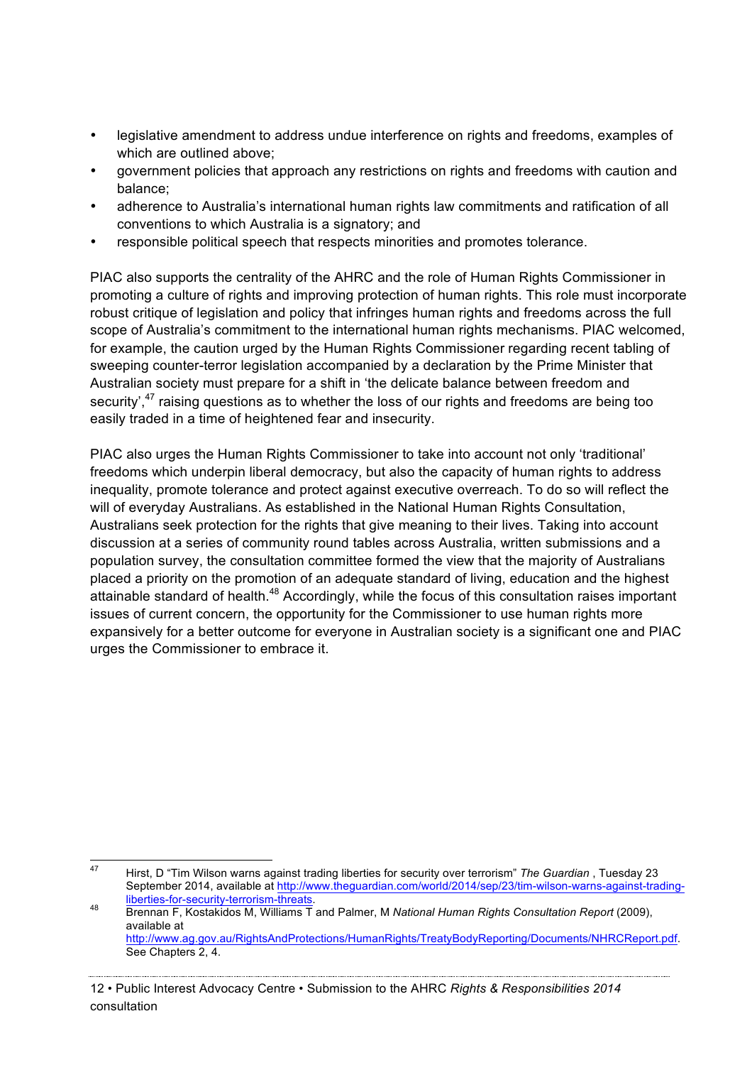- legislative amendment to address undue interference on rights and freedoms, examples of which are outlined above;
- government policies that approach any restrictions on rights and freedoms with caution and balance;
- adherence to Australia's international human rights law commitments and ratification of all conventions to which Australia is a signatory; and
- responsible political speech that respects minorities and promotes tolerance.

PIAC also supports the centrality of the AHRC and the role of Human Rights Commissioner in promoting a culture of rights and improving protection of human rights. This role must incorporate robust critique of legislation and policy that infringes human rights and freedoms across the full scope of Australia's commitment to the international human rights mechanisms. PIAC welcomed, for example, the caution urged by the Human Rights Commissioner regarding recent tabling of sweeping counter-terror legislation accompanied by a declaration by the Prime Minister that Australian society must prepare for a shift in 'the delicate balance between freedom and security',[47] raising questions as to whether the loss of our rights and freedoms are being too easily traded in a time of heightened fear and insecurity.

PIAC also urges the Human Rights Commissioner to take into account not only 'traditional' freedoms which underpin liberal democracy, but also the capacity of human rights to address inequality, promote tolerance and protect against executive overreach. To do so will reflect the will of everyday Australians. As established in the National Human Rights Consultation, Australians seek protection for the rights that give meaning to their lives. Taking into account discussion at a series of community round tables across Australia, written submissions and a population survey, the consultation committee formed the view that the majority of Australians placed a priority on the promotion of an adequate standard of living, education and the highest attainable standard of health.[48] Accordingly, while the focus of this consultation raises important issues of current concern, the opportunity for the Commissioner to use human rights more expansively for a better outcome for everyone in Australian society is a significant one and PIAC urges the Commissioner to embrace it.

---

[47] Hirst, D "Tim Wilson warns against trading liberties for security over terrorism" *The Guardian* , Tuesday 23 September 2014, available at http://www.theguardian.com/world/2014/sep/23/tim-wilson-warns-against-trading-liberties-for-security-terrorism-threats.

[48] Brennan F, Kostakidos M, Williams T and Palmer, M *National Human Rights Consultation Report* (2009), available at http://www.ag.gov.au/RightsAndProtections/HumanRights/TreatyBodyReporting/Documents/NHRCReport.pdf. See Chapters 2, 4.